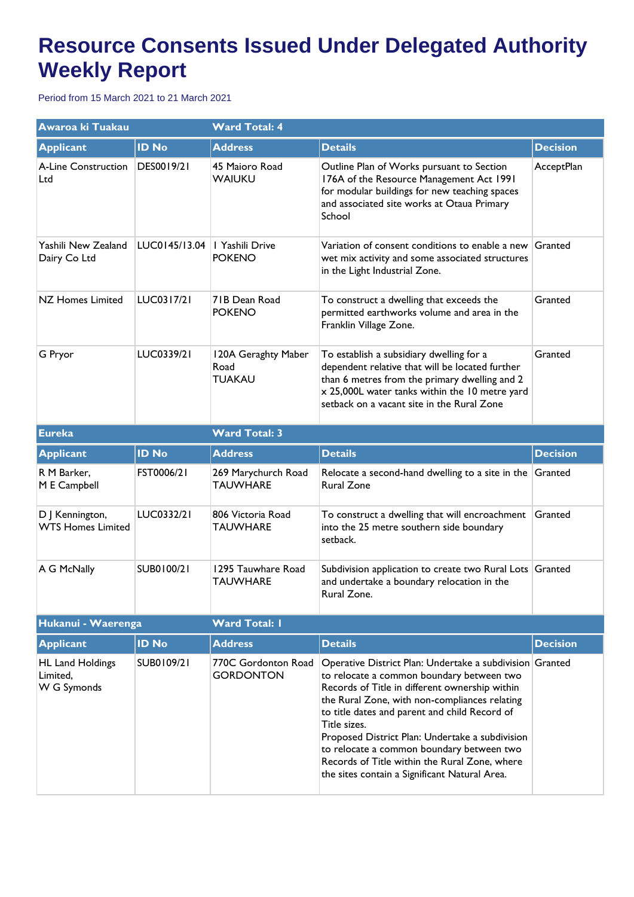# Resource Consents Issued Under Delegated Authority Weekly Report

Period from 15 March 2021 to 21 March 2021

| **Awaroa ki Tuakau** | | **Ward Total: 4** | | |
|---|---|---|---|---|
| **Applicant** | **ID No** | **Address** | **Details** | **Decision** |
| A-Line Construction Ltd | DES0019/21 | 45 Maioro Road WAIUKU | Outline Plan of Works pursuant to Section 176A of the Resource Management Act 1991 for modular buildings for new teaching spaces and associated site works at Otaua Primary School | AcceptPlan |
| Yashili New Zealand Dairy Co Ltd | LUC0145/13.04 | 1 Yashili Drive POKENO | Variation of consent conditions to enable a new wet mix activity and some associated structures in the Light Industrial Zone. | Granted |
| NZ Homes Limited | LUC0317/21 | 71B Dean Road POKENO | To construct a dwelling that exceeds the permitted earthworks volume and area in the Franklin Village Zone. | Granted |
| G Pryor | LUC0339/21 | 120A Geraghty Maber Road TUAKAU | To establish a subsidiary dwelling for a dependent relative that will be located further than 6 metres from the primary dwelling and 2 x 25,000L water tanks within the 10 metre yard setback on a vacant site in the Rural Zone | Granted |

| **Eureka** | | **Ward Total: 3** | | |
|---|---|---|---|---|
| **Applicant** | **ID No** | **Address** | **Details** | **Decision** |
| R M Barker, M E Campbell | FST0006/21 | 269 Marychurch Road TAUWHARE | Relocate a second-hand dwelling to a site in the Rural Zone | Granted |
| D J Kennington, WTS Homes Limited | LUC0332/21 | 806 Victoria Road TAUWHARE | To construct a dwelling that will encroachment into the 25 metre southern side boundary setback. | Granted |
| A G McNally | SUB0100/21 | 1295 Tauwhare Road TAUWHARE | Subdivision application to create two Rural Lots and undertake a boundary relocation in the Rural Zone. | Granted |

| **Hukanui - Waerenga** | | **Ward Total: 1** | | |
|---|---|---|---|---|
| **Applicant** | **ID No** | **Address** | **Details** | **Decision** |
| HL Land Holdings Limited, W G Symonds | SUB0109/21 | 770C Gordonton Road GORDONTON | Operative District Plan: Undertake a subdivision to relocate a common boundary between two Records of Title in different ownership within the Rural Zone, with non-compliances relating to title dates and parent and child Record of Title sizes. Proposed District Plan: Undertake a subdivision to relocate a common boundary between two Records of Title within the Rural Zone, where the sites contain a Significant Natural Area. | Granted |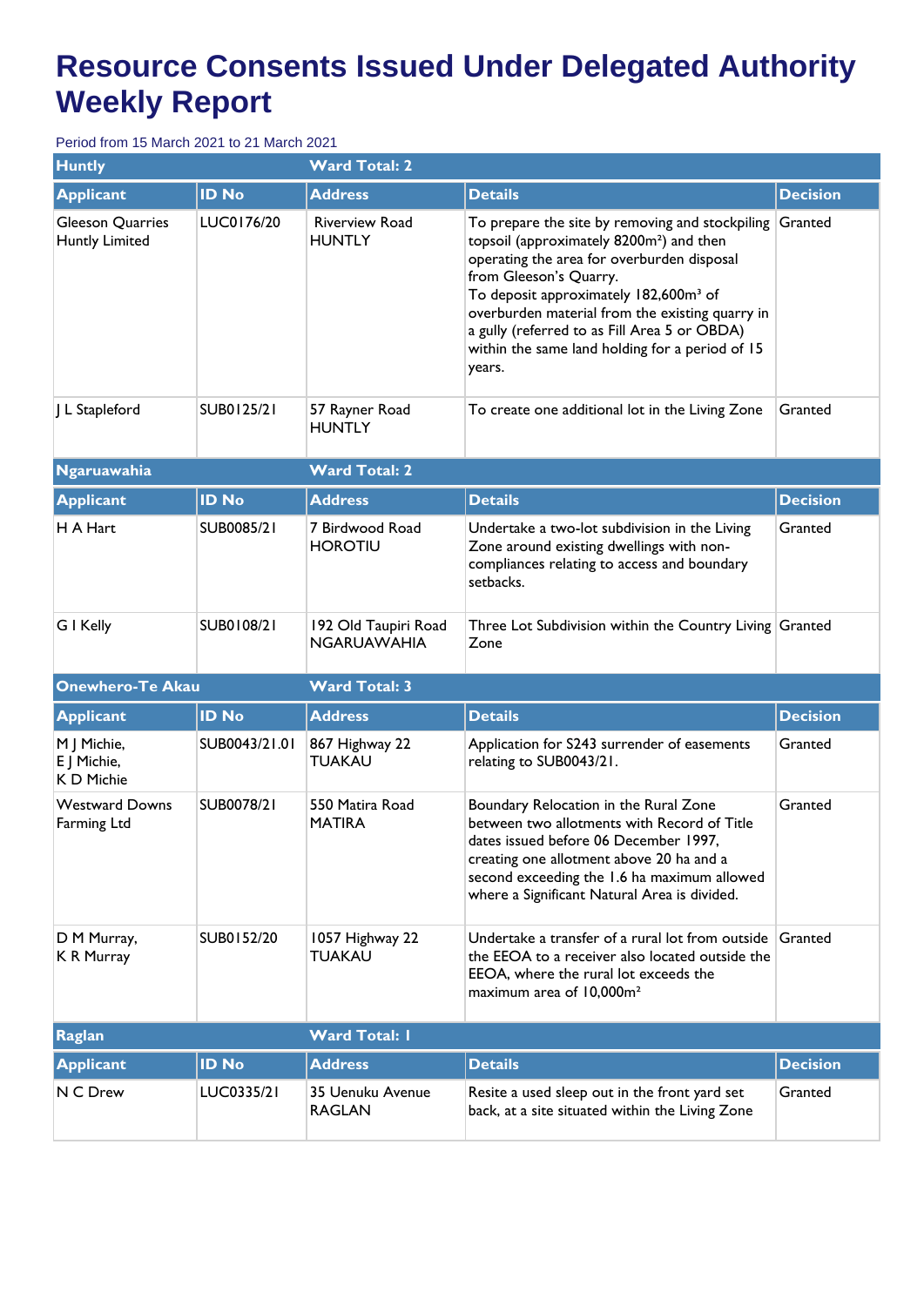# Resource Consents Issued Under Delegated Authority Weekly Report

Period from 15 March 2021 to 21 March 2021

| Huntly | | Ward Total: 2 | | |
|---|---|---|---|---|
| **Applicant** | **ID No** | **Address** | **Details** | **Decision** |
| Gleeson Quarries Huntly Limited | LUC0176/20 | Riverview Road HUNTLY | To prepare the site by removing and stockpiling topsoil (approximately 8200m²) and then operating the area for overburden disposal from Gleeson's Quarry. To deposit approximately 182,600m³ of overburden material from the existing quarry in a gully (referred to as Fill Area 5 or OBDA) within the same land holding for a period of 15 years. | Granted |
| J L Stapleford | SUB0125/21 | 57 Rayner Road HUNTLY | To create one additional lot in the Living Zone | Granted |

| Ngaruawahia | | Ward Total: 2 | | |
|---|---|---|---|---|
| **Applicant** | **ID No** | **Address** | **Details** | **Decision** |
| H A Hart | SUB0085/21 | 7 Birdwood Road HOROTIU | Undertake a two-lot subdivision in the Living Zone around existing dwellings with non-compliances relating to access and boundary setbacks. | Granted |
| G I Kelly | SUB0108/21 | 192 Old Taupiri Road NGARUAWAHIA | Three Lot Subdivision within the Country Living Zone | Granted |

| Onewhero-Te Akau | | Ward Total: 3 | | |
|---|---|---|---|---|
| **Applicant** | **ID No** | **Address** | **Details** | **Decision** |
| M J Michie, E J Michie, K D Michie | SUB0043/21.01 | 867 Highway 22 TUAKAU | Application for S243 surrender of easements relating to SUB0043/21. | Granted |
| Westward Downs Farming Ltd | SUB0078/21 | 550 Matira Road MATIRA | Boundary Relocation in the Rural Zone between two allotments with Record of Title dates issued before 06 December 1997, creating one allotment above 20 ha and a second exceeding the 1.6 ha maximum allowed where a Significant Natural Area is divided. | Granted |
| D M Murray, K R Murray | SUB0152/20 | 1057 Highway 22 TUAKAU | Undertake a transfer of a rural lot from outside the EEOA to a receiver also located outside the EEOA, where the rural lot exceeds the maximum area of 10,000m² | Granted |

| Raglan | | Ward Total: 1 | | |
|---|---|---|---|---|
| **Applicant** | **ID No** | **Address** | **Details** | **Decision** |
| N C Drew | LUC0335/21 | 35 Uenuku Avenue RAGLAN | Resite a used sleep out in the front yard set back, at a site situated within the Living Zone | Granted |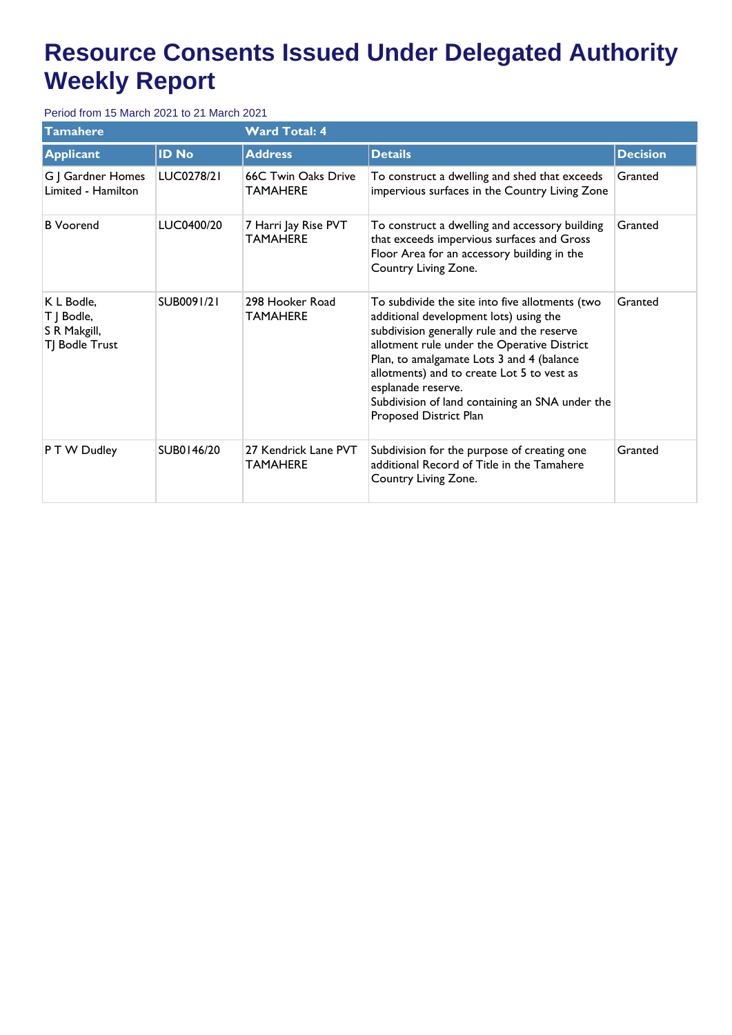# Resource Consents Issued Under Delegated Authority Weekly Report

Period from 15 March 2021 to 21 March 2021

| Tamahere | | Ward Total: 4 | | |
|---|---|---|---|---|
| **Applicant** | **ID No** | **Address** | **Details** | **Decision** |
| G J Gardner Homes Limited - Hamilton | LUC0278/21 | 66C Twin Oaks Drive TAMAHERE | To construct a dwelling and shed that exceeds impervious surfaces in the Country Living Zone | Granted |
| B Voorend | LUC0400/20 | 7 Harri Jay Rise PVT TAMAHERE | To construct a dwelling and accessory building that exceeds impervious surfaces and Gross Floor Area for an accessory building in the Country Living Zone. | Granted |
| K L Bodle, T J Bodle, S R Makgill, TJ Bodle Trust | SUB0091/21 | 298 Hooker Road TAMAHERE | To subdivide the site into five allotments (two additional development lots) using the subdivision generally rule and the reserve allotment rule under the Operative District Plan, to amalgamate Lots 3 and 4 (balance allotments) and to create Lot 5 to vest as esplanade reserve. Subdivision of land containing an SNA under the Proposed District Plan | Granted |
| P T W Dudley | SUB0146/20 | 27 Kendrick Lane PVT TAMAHERE | Subdivision for the purpose of creating one additional Record of Title in the Tamahere Country Living Zone. | Granted |